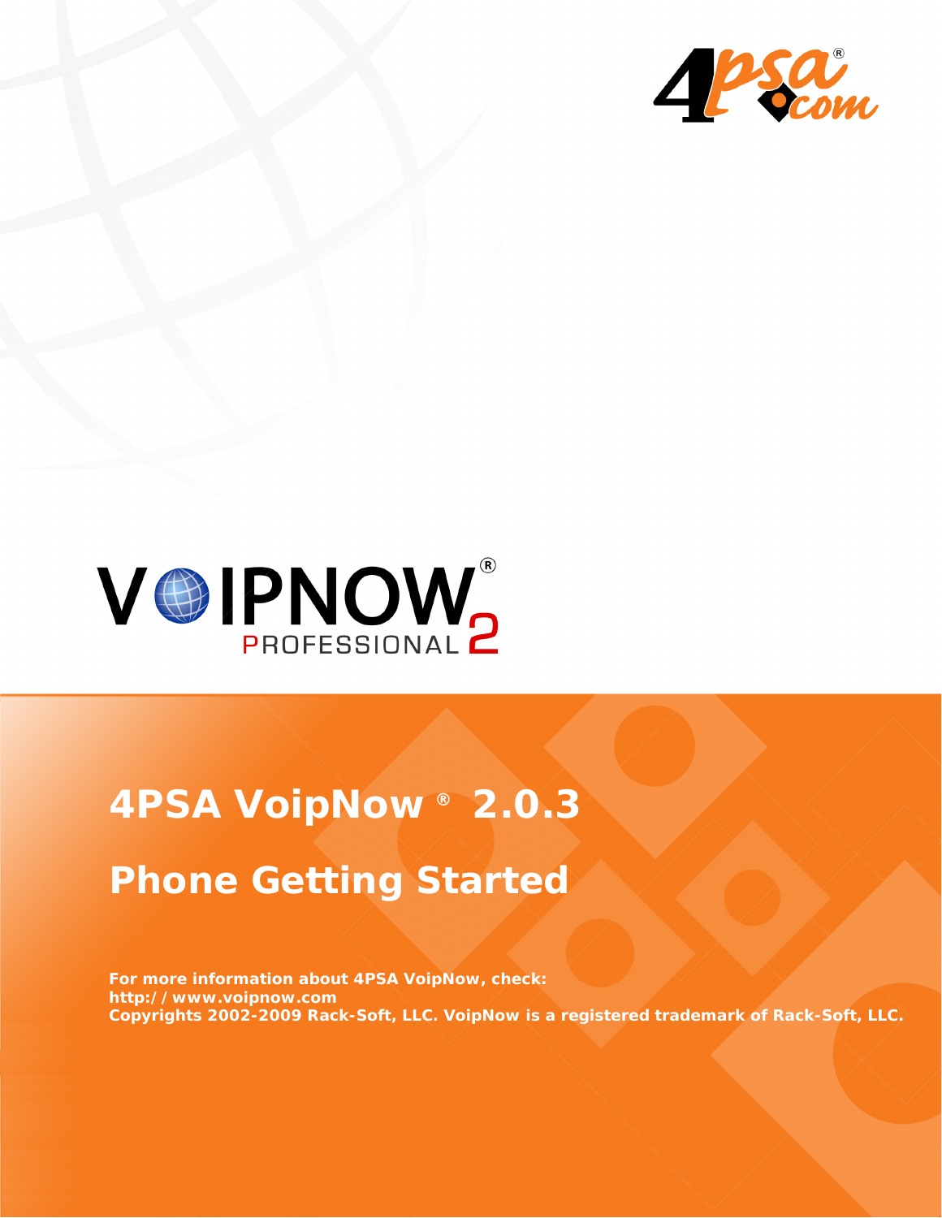# 4PSA VoipNow ® 2.0.3

## Phone Getting Started

**For more information about 4PSA VoipNow, check:**
**http:// www.voipnow.com**
**Copyrights 2002-2009 Rack-Soft, LLC. VoipNow is a registered trademark of Rack-Soft, LLC.**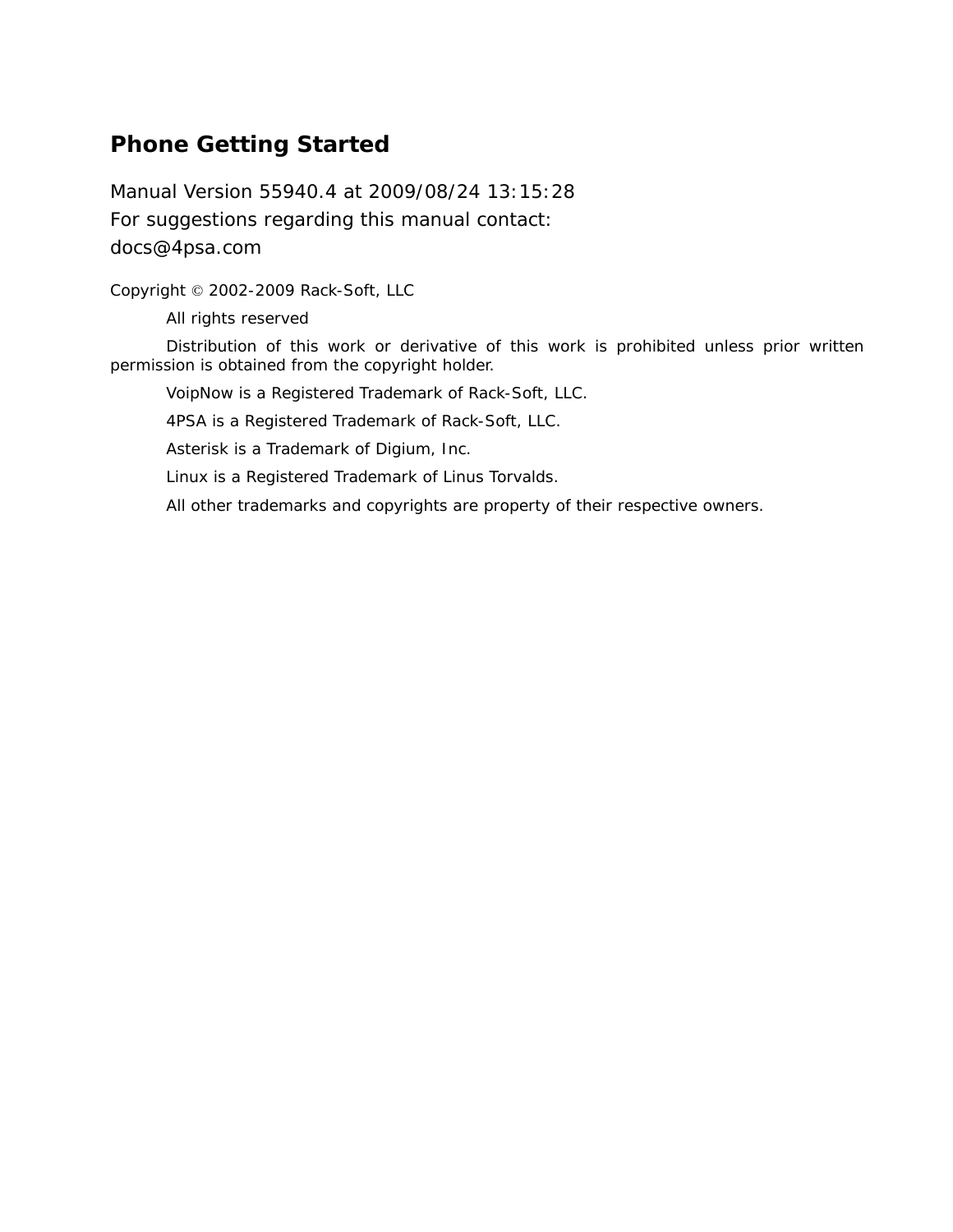# Phone Getting Started

Manual Version 55940.4 at 2009/08/24 13:15:28
For suggestions regarding this manual contact:
docs@4psa.com

Copyright © 2002-2009 Rack-Soft, LLC

All rights reserved

Distribution of this work or derivative of this work is prohibited unless prior written permission is obtained from the copyright holder.

VoipNow is a Registered Trademark of Rack-Soft, LLC.

4PSA is a Registered Trademark of Rack-Soft, LLC.

Asterisk is a Trademark of Digium, Inc.

Linux is a Registered Trademark of Linus Torvalds.

All other trademarks and copyrights are property of their respective owners.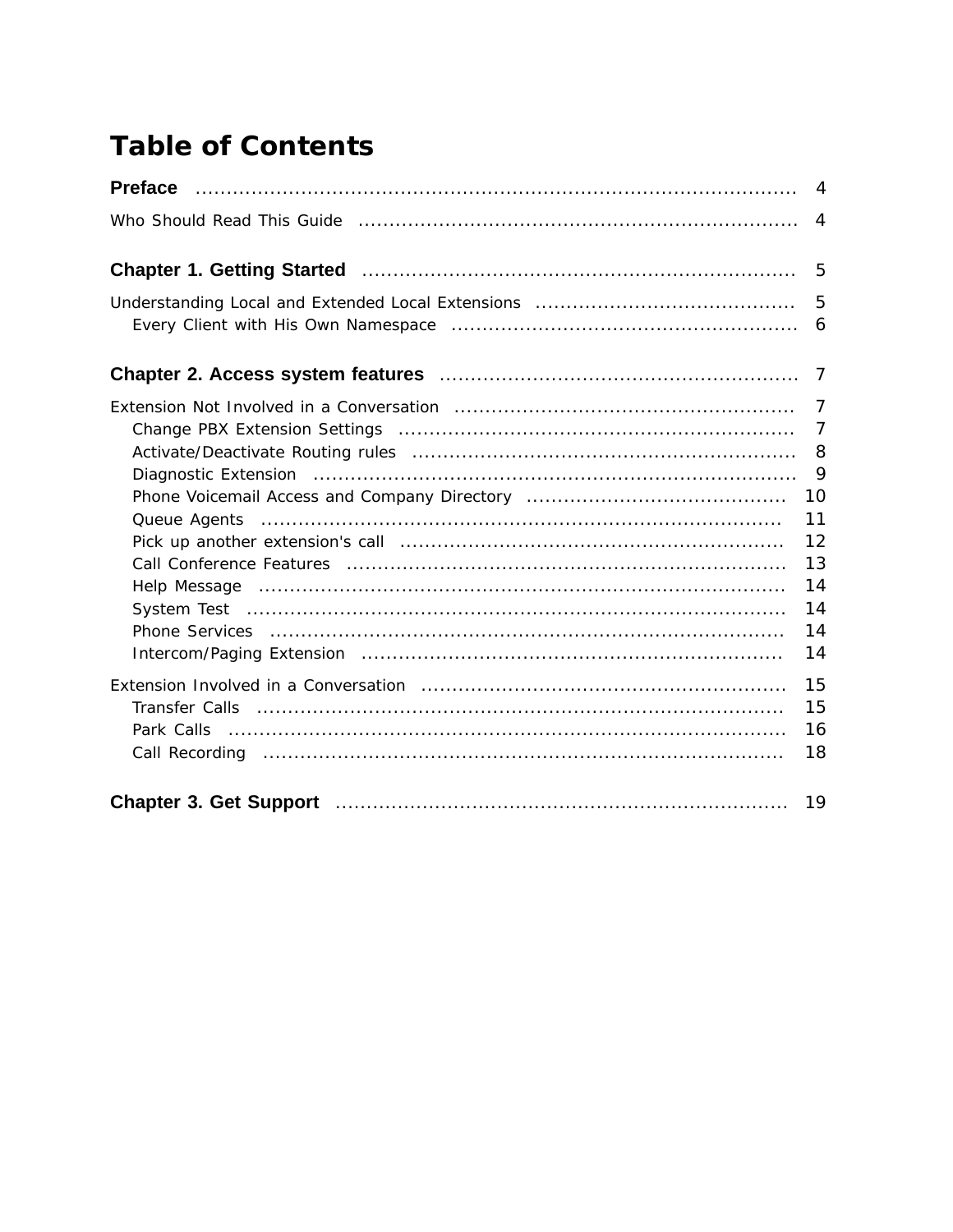# Table of Contents

**Preface** ..... 4

Who Should Read This Guide ..... 4

**Chapter 1. Getting Started** ..... 5

Understanding Local and Extended Local Extensions ..... 5
- Every Client with His Own Namespace ..... 6

**Chapter 2. Access system features** ..... 7

Extension Not Involved in a Conversation ..... 7
- Change PBX Extension Settings ..... 7
- Activate/Deactivate Routing rules ..... 8
- Diagnostic Extension ..... 9
- Phone Voicemail Access and Company Directory ..... 10
- Queue Agents ..... 11
- Pick up another extension's call ..... 12
- Call Conference Features ..... 13
- Help Message ..... 14
- System Test ..... 14
- Phone Services ..... 14
- Intercom/Paging Extension ..... 14

Extension Involved in a Conversation ..... 15
- Transfer Calls ..... 15
- Park Calls ..... 16
- Call Recording ..... 18

**Chapter 3. Get Support** ..... 19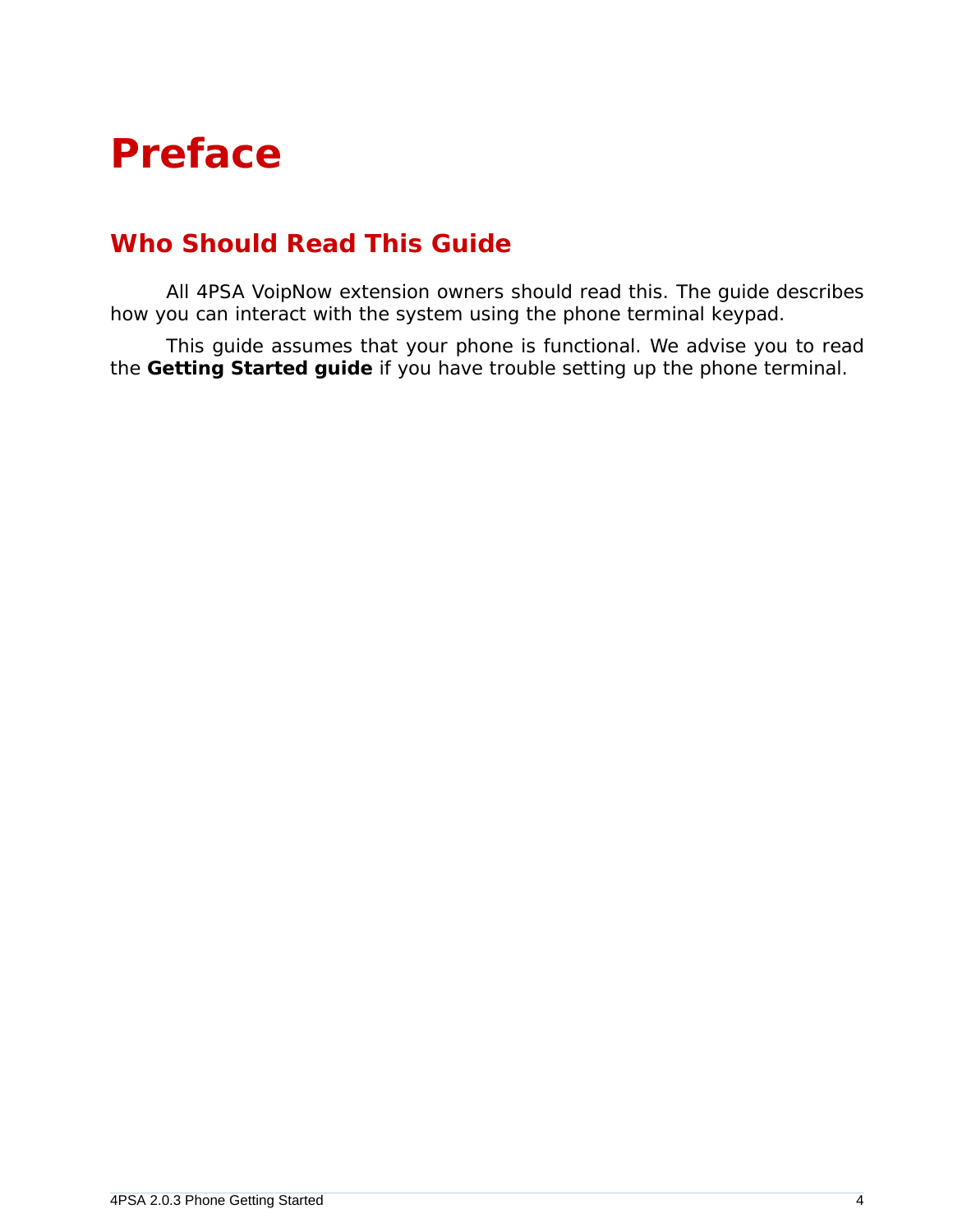# Preface

## Who Should Read This Guide

All 4PSA VoipNow extension owners should read this. The guide describes how you can interact with the system using the phone terminal keypad.

This guide assumes that your phone is functional. We advise you to read the **Getting Started guide** if you have trouble setting up the phone terminal.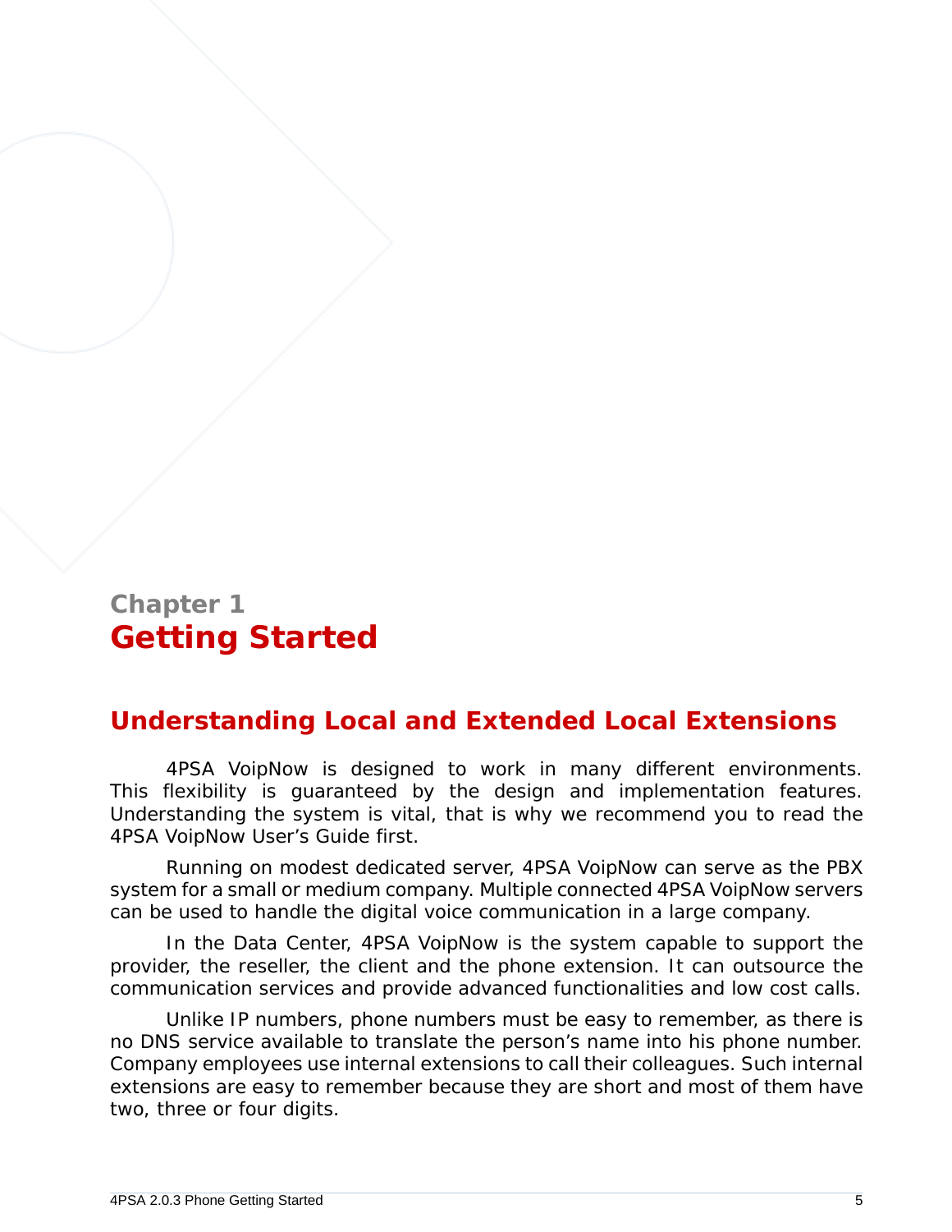# Chapter 1
# Getting Started

## Understanding Local and Extended Local Extensions

4PSA VoipNow is designed to work in many different environments. This flexibility is guaranteed by the design and implementation features. Understanding the system is vital, that is why we recommend you to read the 4PSA VoipNow User's Guide first.

Running on modest dedicated server, 4PSA VoipNow can serve as the PBX system for a small or medium company. Multiple connected 4PSA VoipNow servers can be used to handle the digital voice communication in a large company.

In the Data Center, 4PSA VoipNow is the system capable to support the provider, the reseller, the client and the phone extension. It can outsource the communication services and provide advanced functionalities and low cost calls.

Unlike IP numbers, phone numbers must be easy to remember, as there is no DNS service available to translate the person's name into his phone number. Company employees use internal extensions to call their colleagues. Such internal extensions are easy to remember because they are short and most of them have two, three or four digits.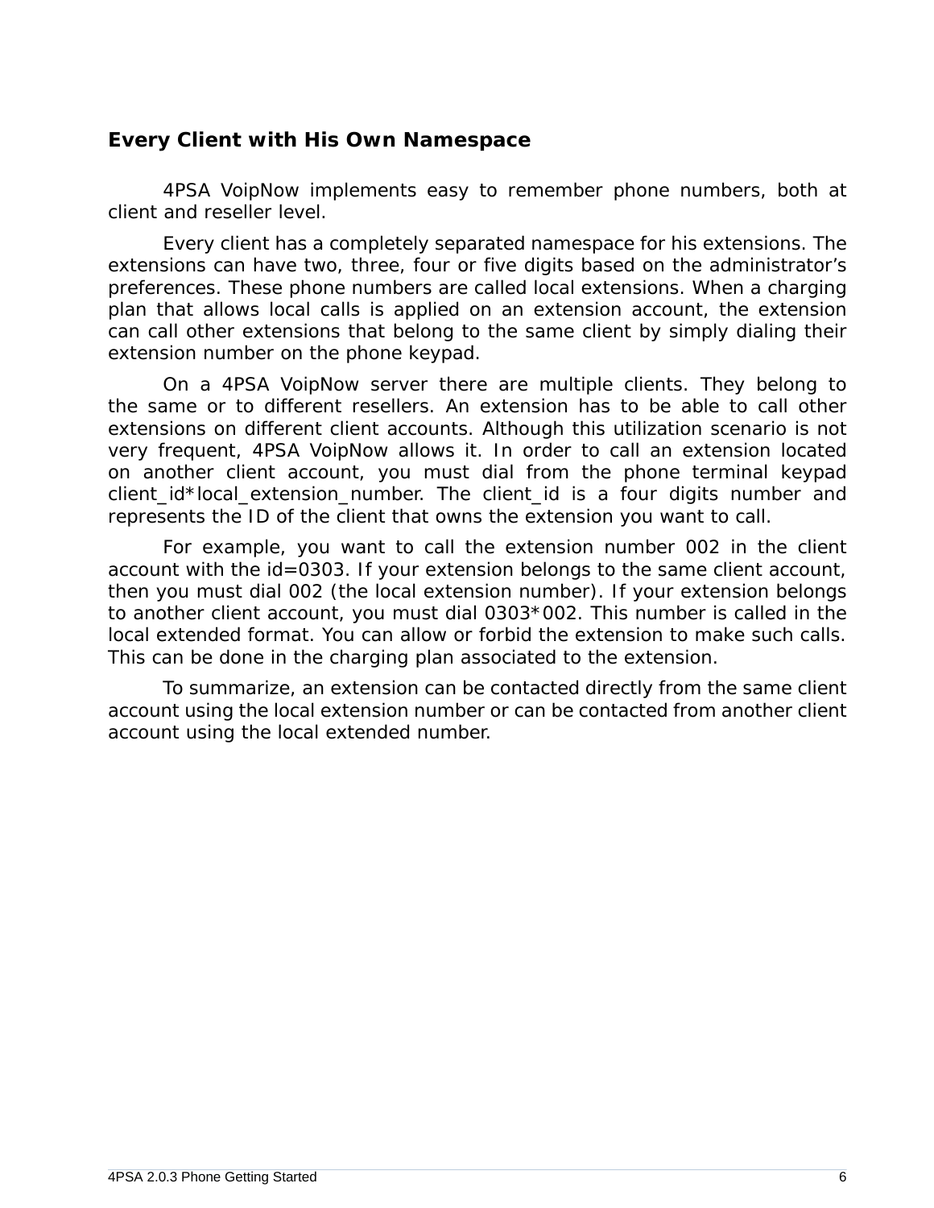## Every Client with His Own Namespace

4PSA VoipNow implements easy to remember phone numbers, both at client and reseller level.

Every client has a completely separated namespace for his extensions. The extensions can have two, three, four or five digits based on the administrator's preferences. These phone numbers are called local extensions. When a charging plan that allows local calls is applied on an extension account, the extension can call other extensions that belong to the same client by simply dialing their extension number on the phone keypad.

On a 4PSA VoipNow server there are multiple clients. They belong to the same or to different resellers. An extension has to be able to call other extensions on different client accounts. Although this utilization scenario is not very frequent, 4PSA VoipNow allows it. In order to call an extension located on another client account, you must dial from the phone terminal keypad client_id*local_extension_number. The client_id is a four digits number and represents the ID of the client that owns the extension you want to call.

For example, you want to call the extension number 002 in the client account with the id=0303. If your extension belongs to the same client account, then you must dial 002 (the local extension number). If your extension belongs to another client account, you must dial 0303*002. This number is called in the local extended format. You can allow or forbid the extension to make such calls. This can be done in the charging plan associated to the extension.

To summarize, an extension can be contacted directly from the same client account using the local extension number or can be contacted from another client account using the local extended number.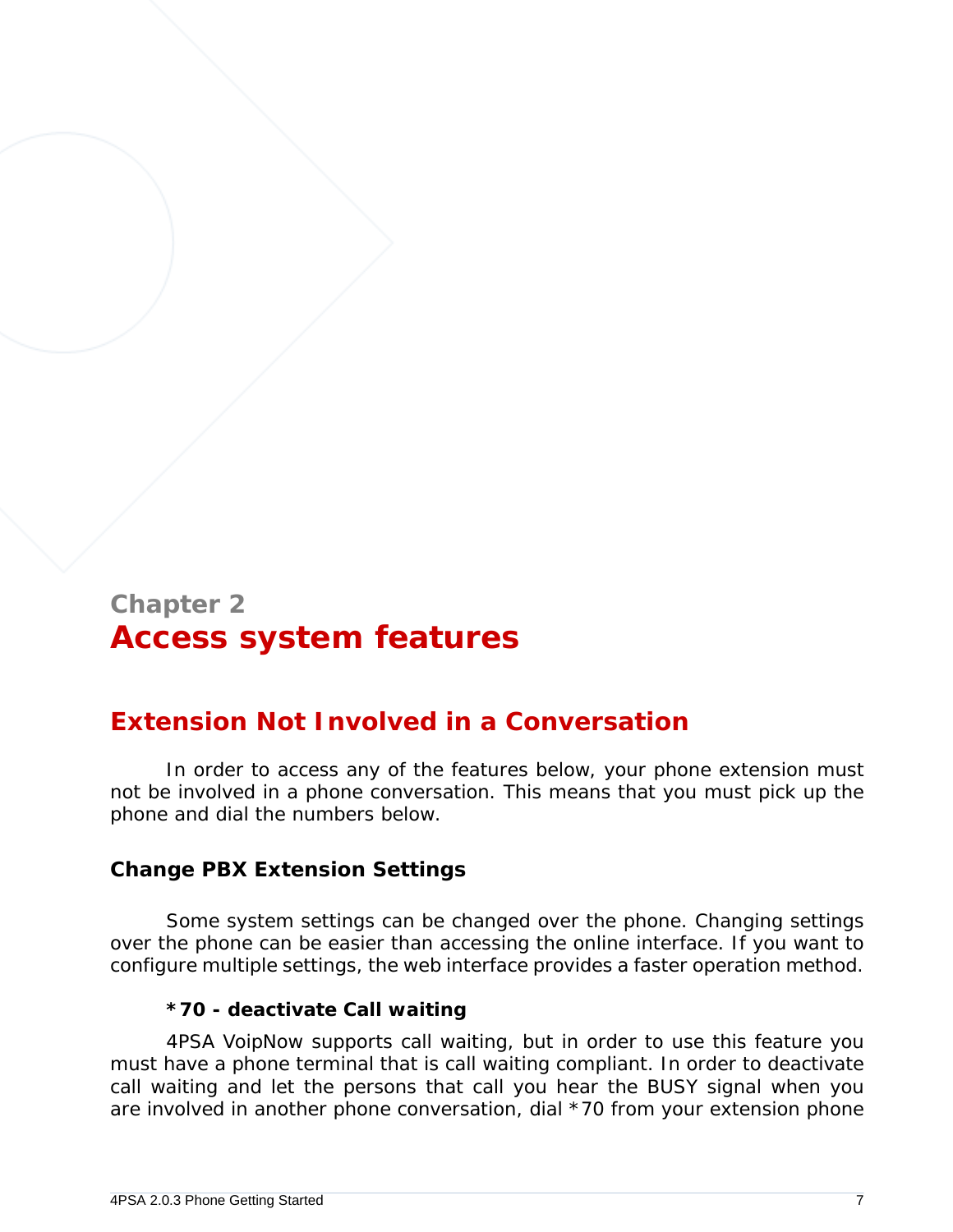Chapter 2

# Access system features

## Extension Not Involved in a Conversation

In order to access any of the features below, your phone extension must not be involved in a phone conversation. This means that you must pick up the phone and dial the numbers below.

### Change PBX Extension Settings

Some system settings can be changed over the phone. Changing settings over the phone can be easier than accessing the online interface. If you want to configure multiple settings, the web interface provides a faster operation method.

#### *70 - deactivate Call waiting

4PSA VoipNow supports call waiting, but in order to use this feature you must have a phone terminal that is call waiting compliant. In order to deactivate call waiting and let the persons that call you hear the BUSY signal when you are involved in another phone conversation, dial *70 from your extension phone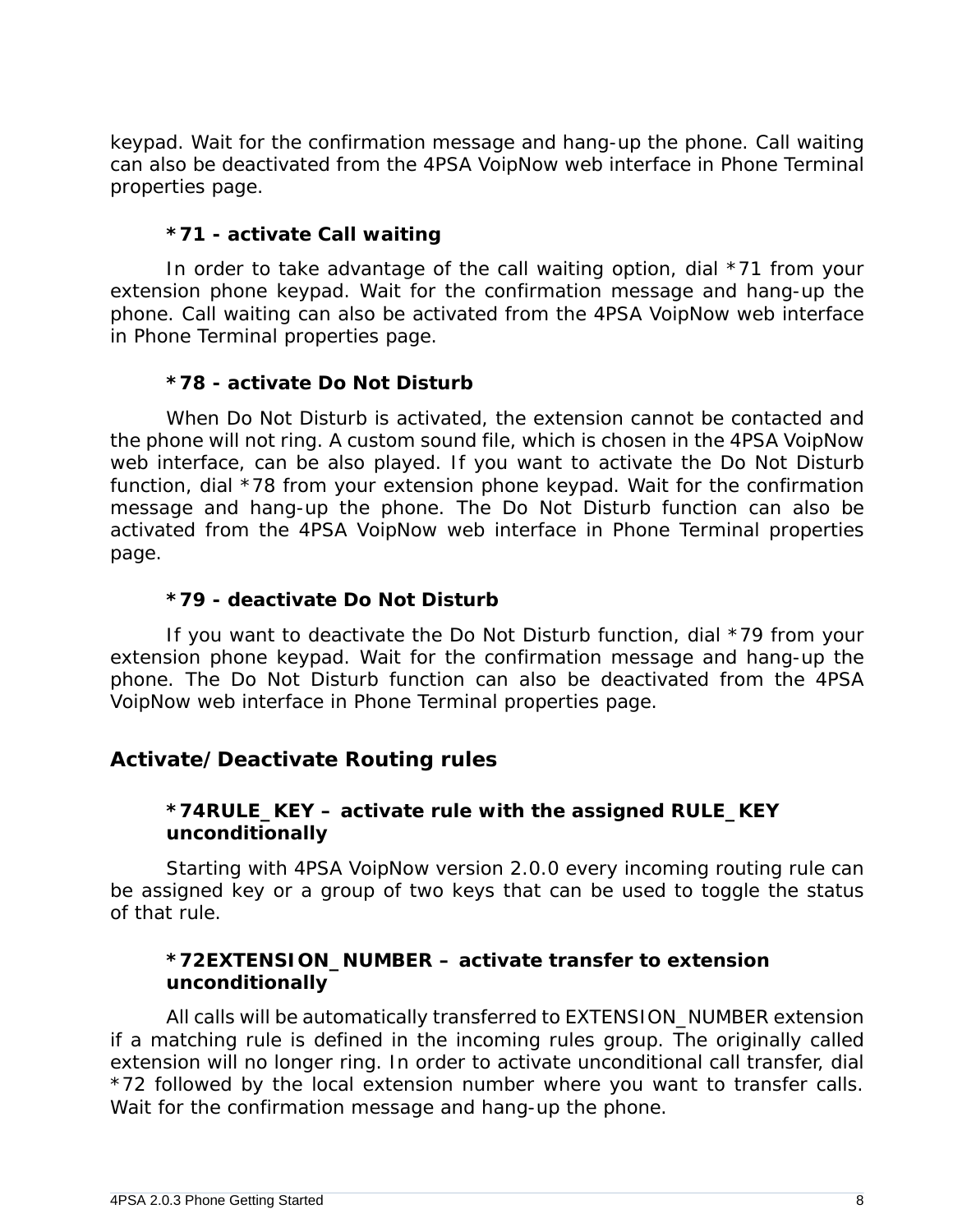keypad. Wait for the confirmation message and hang-up the phone. Call waiting can also be deactivated from the 4PSA VoipNow web interface in Phone Terminal properties page.

#### *71 - activate Call waiting

In order to take advantage of the call waiting option, dial *71 from your extension phone keypad. Wait for the confirmation message and hang-up the phone. Call waiting can also be activated from the 4PSA VoipNow web interface in Phone Terminal properties page.

#### *78 - activate Do Not Disturb

When Do Not Disturb is activated, the extension cannot be contacted and the phone will not ring. A custom sound file, which is chosen in the 4PSA VoipNow web interface, can be also played. If you want to activate the Do Not Disturb function, dial *78 from your extension phone keypad. Wait for the confirmation message and hang-up the phone. The Do Not Disturb function can also be activated from the 4PSA VoipNow web interface in Phone Terminal properties page.

#### *79 - deactivate Do Not Disturb

If you want to deactivate the Do Not Disturb function, dial *79 from your extension phone keypad. Wait for the confirmation message and hang-up the phone. The Do Not Disturb function can also be deactivated from the 4PSA VoipNow web interface in Phone Terminal properties page.

### Activate/Deactivate Routing rules

#### *74RULE_KEY – activate rule with the assigned RULE_KEY unconditionally

Starting with 4PSA VoipNow version 2.0.0 every incoming routing rule can be assigned key or a group of two keys that can be used to toggle the status of that rule.

#### *72EXTENSION_NUMBER – activate transfer to extension unconditionally

All calls will be automatically transferred to EXTENSION_NUMBER extension if a matching rule is defined in the incoming rules group. The originally called extension will no longer ring. In order to activate unconditional call transfer, dial *72 followed by the local extension number where you want to transfer calls. Wait for the confirmation message and hang-up the phone.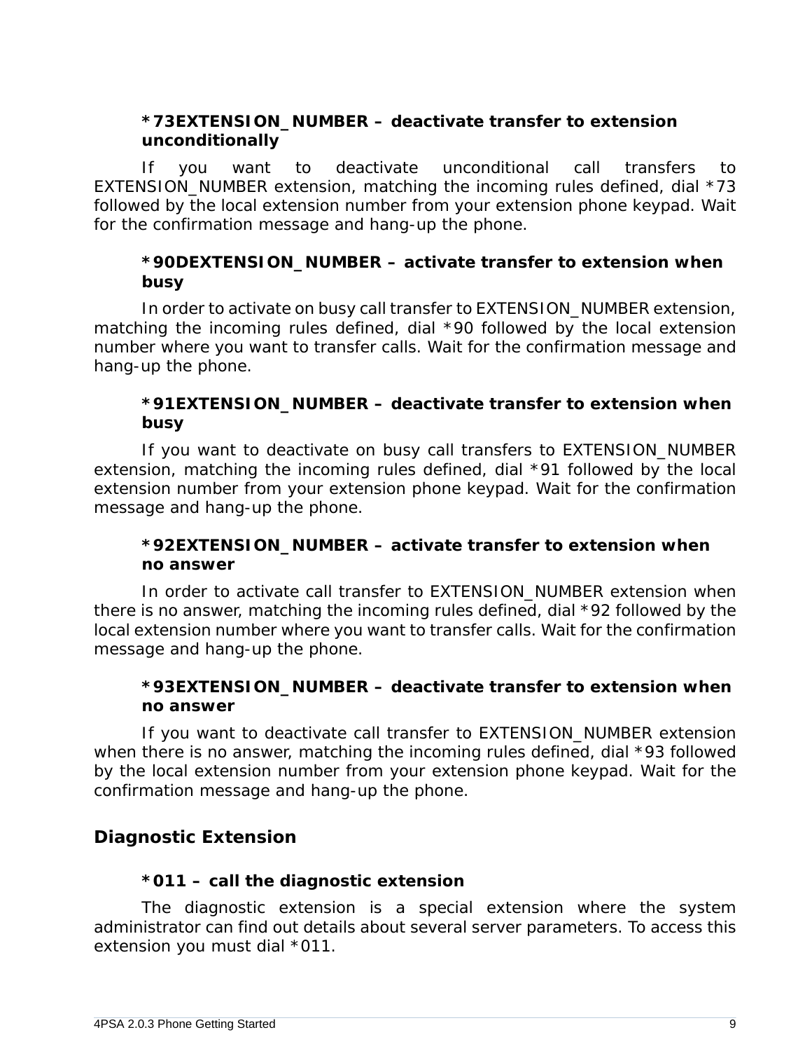**\*73EXTENSION_NUMBER – deactivate transfer to extension unconditionally**

If you want to deactivate unconditional call transfers to EXTENSION_NUMBER extension, matching the incoming rules defined, dial *73 followed by the local extension number from your extension phone keypad. Wait for the confirmation message and hang-up the phone.

**\*90DEXTENSION_NUMBER – activate transfer to extension when busy**

In order to activate on busy call transfer to EXTENSION_NUMBER extension, matching the incoming rules defined, dial *90 followed by the local extension number where you want to transfer calls. Wait for the confirmation message and hang-up the phone.

**\*91EXTENSION_NUMBER – deactivate transfer to extension when busy**

If you want to deactivate on busy call transfers to EXTENSION_NUMBER extension, matching the incoming rules defined, dial *91 followed by the local extension number from your extension phone keypad. Wait for the confirmation message and hang-up the phone.

**\*92EXTENSION_NUMBER – activate transfer to extension when no answer**

In order to activate call transfer to EXTENSION_NUMBER extension when there is no answer, matching the incoming rules defined, dial *92 followed by the local extension number where you want to transfer calls. Wait for the confirmation message and hang-up the phone.

**\*93EXTENSION_NUMBER – deactivate transfer to extension when no answer**

If you want to deactivate call transfer to EXTENSION_NUMBER extension when there is no answer, matching the incoming rules defined, dial *93 followed by the local extension number from your extension phone keypad. Wait for the confirmation message and hang-up the phone.

## Diagnostic Extension

**\*011 – call the diagnostic extension**

The diagnostic extension is a special extension where the system administrator can find out details about several server parameters. To access this extension you must dial *011.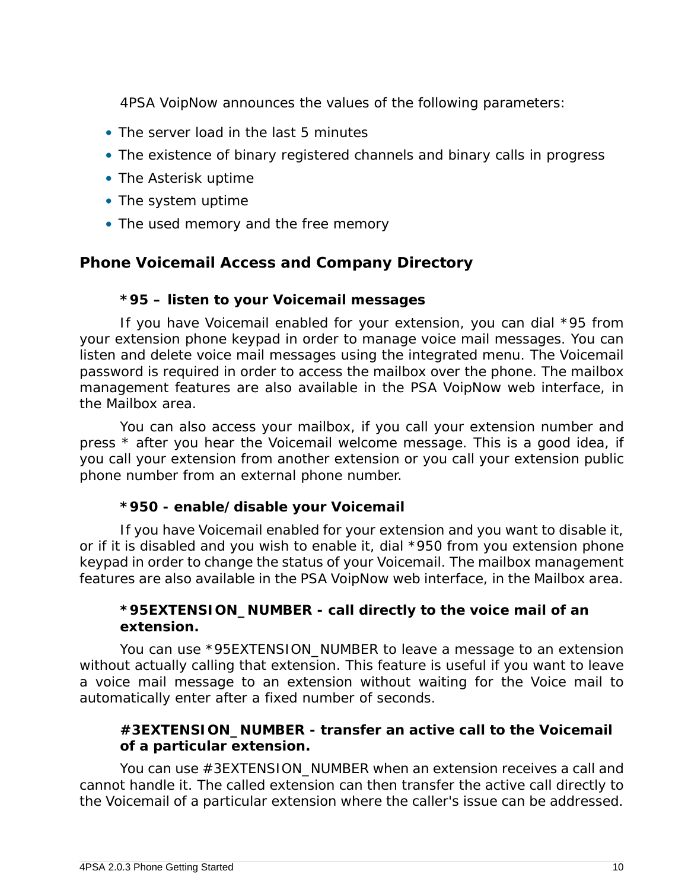4PSA VoipNow announces the values of the following parameters:

- The server load in the last 5 minutes
- The existence of binary registered channels and binary calls in progress
- The Asterisk uptime
- The system uptime
- The used memory and the free memory

## Phone Voicemail Access and Company Directory

### *95 – listen to your Voicemail messages

If you have Voicemail enabled for your extension, you can dial *95 from your extension phone keypad in order to manage voice mail messages. You can listen and delete voice mail messages using the integrated menu. The Voicemail password is required in order to access the mailbox over the phone. The mailbox management features are also available in the PSA VoipNow web interface, in the Mailbox area.

You can also access your mailbox, if you call your extension number and press * after you hear the Voicemail welcome message. This is a good idea, if you call your extension from another extension or you call your extension public phone number from an external phone number.

### *950 - enable/disable your Voicemail

If you have Voicemail enabled for your extension and you want to disable it, or if it is disabled and you wish to enable it, dial *950 from you extension phone keypad in order to change the status of your Voicemail. The mailbox management features are also available in the PSA VoipNow web interface, in the Mailbox area.

### *95EXTENSION_NUMBER - call directly to the voice mail of an extension.

You can use *95EXTENSION_NUMBER to leave a message to an extension without actually calling that extension. This feature is useful if you want to leave a voice mail message to an extension without waiting for the Voice mail to automatically enter after a fixed number of seconds.

### #3EXTENSION_NUMBER - transfer an active call to the Voicemail of a particular extension.

You can use #3EXTENSION_NUMBER when an extension receives a call and cannot handle it. The called extension can then transfer the active call directly to the Voicemail of a particular extension where the caller's issue can be addressed.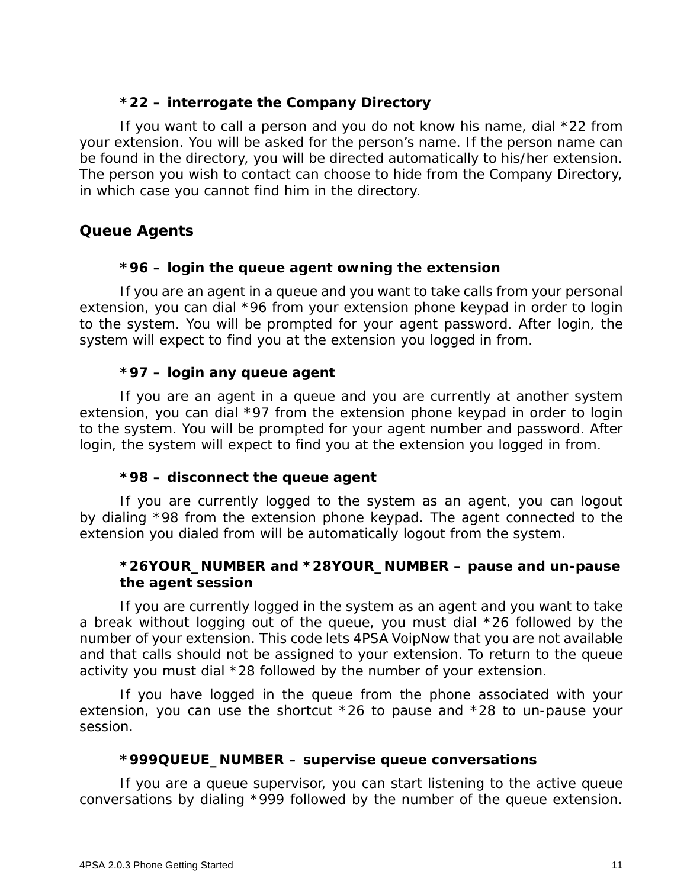**\*22 – interrogate the Company Directory**

If you want to call a person and you do not know his name, dial *22 from your extension. You will be asked for the person's name. If the person name can be found in the directory, you will be directed automatically to his/her extension. The person you wish to contact can choose to hide from the Company Directory, in which case you cannot find him in the directory.

## Queue Agents

**\*96 – login the queue agent owning the extension**

If you are an agent in a queue and you want to take calls from your personal extension, you can dial *96 from your extension phone keypad in order to login to the system. You will be prompted for your agent password. After login, the system will expect to find you at the extension you logged in from.

**\*97 – login any queue agent**

If you are an agent in a queue and you are currently at another system extension, you can dial *97 from the extension phone keypad in order to login to the system. You will be prompted for your agent number and password. After login, the system will expect to find you at the extension you logged in from.

**\*98 – disconnect the queue agent**

If you are currently logged to the system as an agent, you can logout by dialing *98 from the extension phone keypad. The agent connected to the extension you dialed from will be automatically logout from the system.

**\*26YOUR_NUMBER and \*28YOUR_NUMBER – pause and un-pause the agent session**

If you are currently logged in the system as an agent and you want to take a break without logging out of the queue, you must dial *26 followed by the number of your extension. This code lets 4PSA VoipNow that you are not available and that calls should not be assigned to your extension. To return to the queue activity you must dial *28 followed by the number of your extension.

If you have logged in the queue from the phone associated with your extension, you can use the shortcut *26 to pause and *28 to un-pause your session.

**\*999QUEUE_NUMBER – supervise queue conversations**

If you are a queue supervisor, you can start listening to the active queue conversations by dialing *999 followed by the number of the queue extension.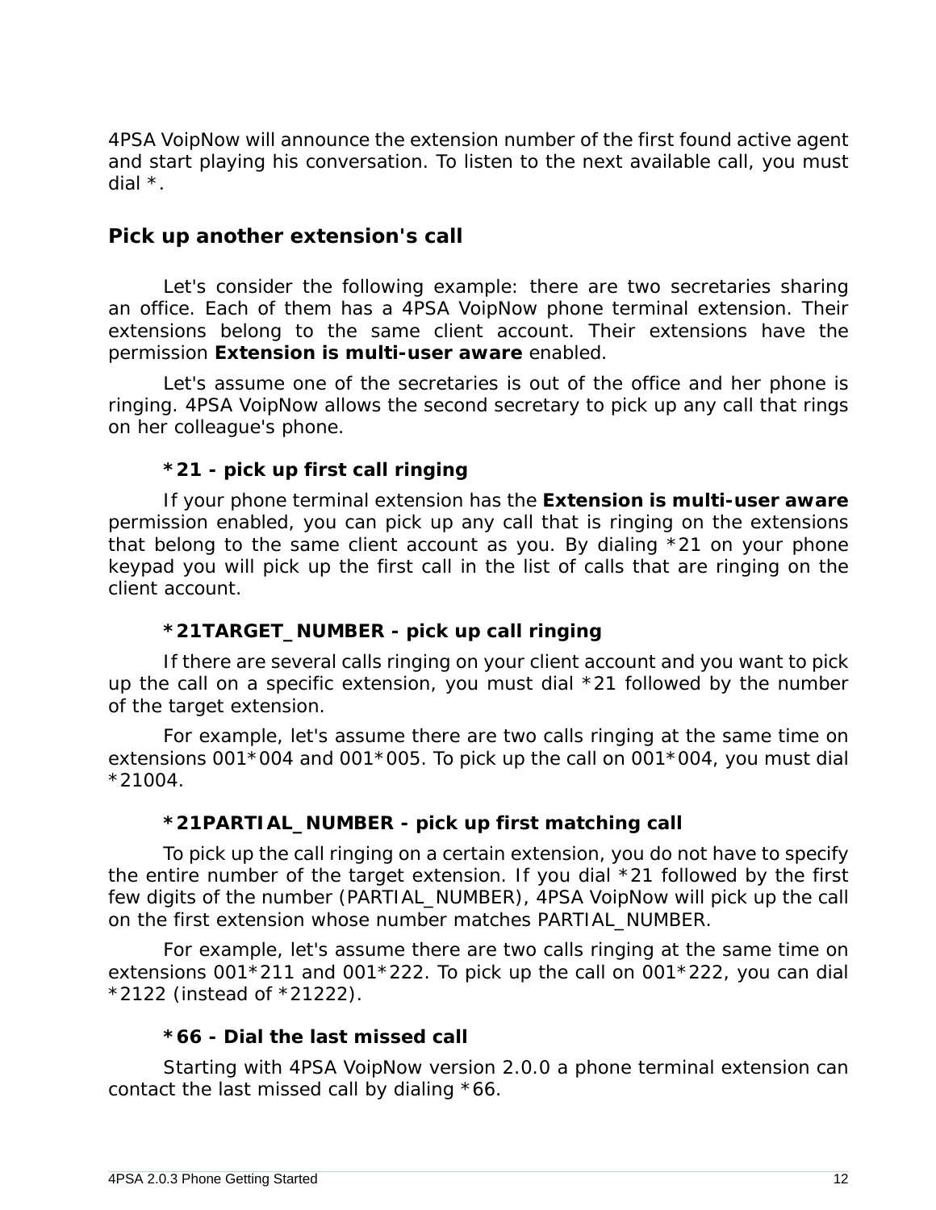4PSA VoipNow will announce the extension number of the first found active agent and start playing his conversation. To listen to the next available call, you must dial *.

## Pick up another extension's call

Let's consider the following example: there are two secretaries sharing an office. Each of them has a 4PSA VoipNow phone terminal extension. Their extensions belong to the same client account. Their extensions have the permission **Extension is multi-user aware** enabled.

Let's assume one of the secretaries is out of the office and her phone is ringing. 4PSA VoipNow allows the second secretary to pick up any call that rings on her colleague's phone.

### *21 - pick up first call ringing

If your phone terminal extension has the **Extension is multi-user aware** permission enabled, you can pick up any call that is ringing on the extensions that belong to the same client account as you. By dialing *21 on your phone keypad you will pick up the first call in the list of calls that are ringing on the client account.

### *21TARGET_NUMBER - pick up call ringing

If there are several calls ringing on your client account and you want to pick up the call on a specific extension, you must dial *21 followed by the number of the target extension.

For example, let's assume there are two calls ringing at the same time on extensions 001*004 and 001*005. To pick up the call on 001*004, you must dial *21004.

### *21PARTIAL_NUMBER - pick up first matching call

To pick up the call ringing on a certain extension, you do not have to specify the entire number of the target extension. If you dial *21 followed by the first few digits of the number (PARTIAL_NUMBER), 4PSA VoipNow will pick up the call on the first extension whose number matches PARTIAL_NUMBER.

For example, let's assume there are two calls ringing at the same time on extensions 001*211 and 001*222. To pick up the call on 001*222, you can dial *2122 (instead of *21222).

### *66 - Dial the last missed call

Starting with 4PSA VoipNow version 2.0.0 a phone terminal extension can contact the last missed call by dialing *66.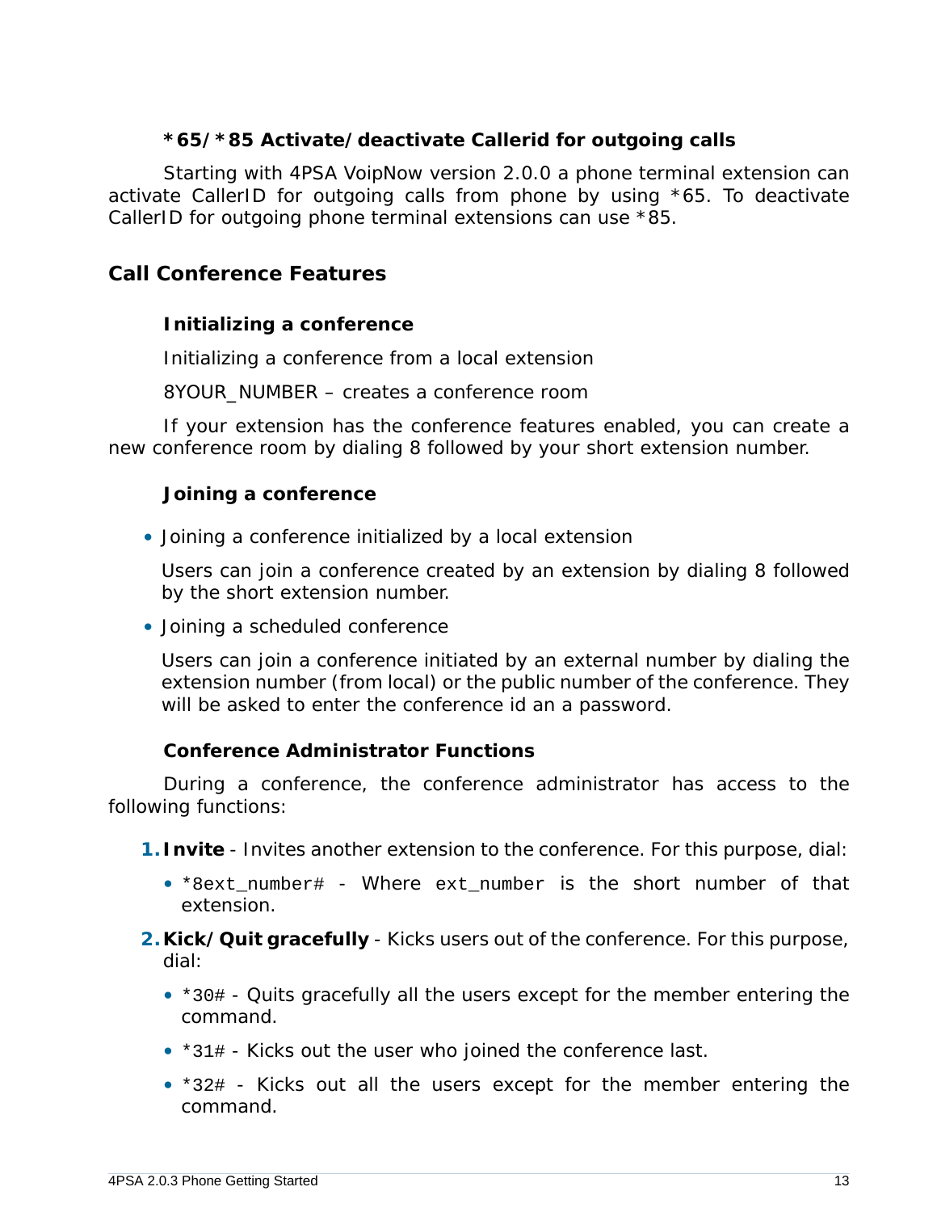### *65/*85 Activate/deactivate Callerid for outgoing calls

Starting with 4PSA VoipNow version 2.0.0 a phone terminal extension can activate CallerID for outgoing calls from phone by using *65. To deactivate CallerID for outgoing phone terminal extensions can use *85.

## Call Conference Features

### Initializing a conference

Initializing a conference from a local extension

8YOUR_NUMBER – creates a conference room

If your extension has the conference features enabled, you can create a new conference room by dialing 8 followed by your short extension number.

### Joining a conference

- Joining a conference initialized by a local extension

  Users can join a conference created by an extension by dialing 8 followed by the short extension number.

- Joining a scheduled conference

  Users can join a conference initiated by an external number by dialing the extension number (from local) or the public number of the conference. They will be asked to enter the conference id an a password.

### Conference Administrator Functions

During a conference, the conference administrator has access to the following functions:

1. **Invite** - Invites another extension to the conference. For this purpose, dial:
   - `*8ext_number#` - Where `ext_number` is the short number of that extension.
2. **Kick/Quit gracefully** - Kicks users out of the conference. For this purpose, dial:
   - `*30#` - Quits gracefully all the users except for the member entering the command.
   - `*31#` - Kicks out the user who joined the conference last.
   - `*32#` - Kicks out all the users except for the member entering the command.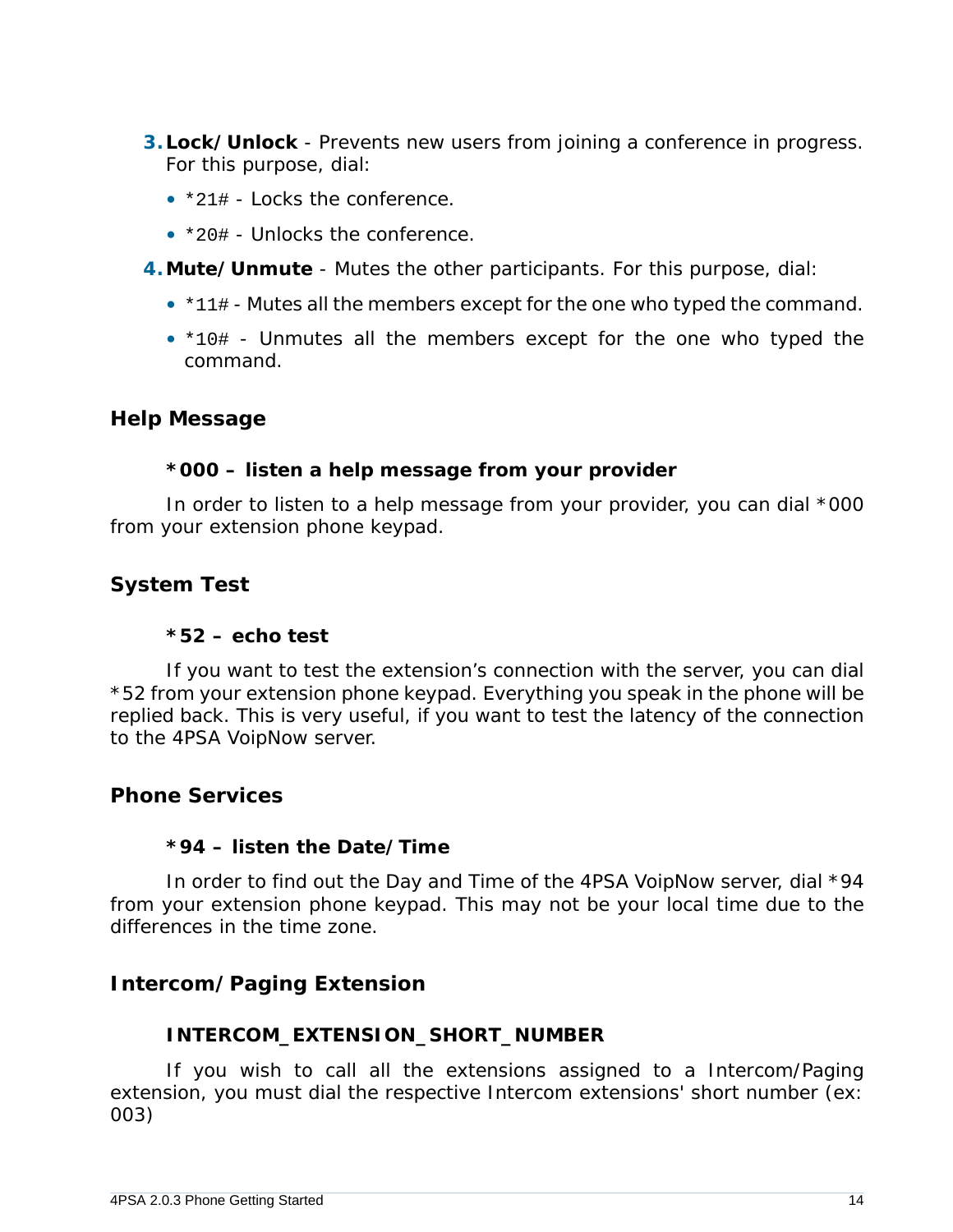3. **Lock/Unlock** - Prevents new users from joining a conference in progress. For this purpose, dial:
   - `*21#` - Locks the conference.
   - `*20#` - Unlocks the conference.
4. **Mute/Unmute** - Mutes the other participants. For this purpose, dial:
   - `*11#` - Mutes all the members except for the one who typed the command.
   - `*10#` - Unmutes all the members except for the one who typed the command.

## Help Message

**\*000 – listen a help message from your provider**

In order to listen to a help message from your provider, you can dial *000 from your extension phone keypad.

## System Test

**\*52 – echo test**

If you want to test the extension's connection with the server, you can dial *52 from your extension phone keypad. Everything you speak in the phone will be replied back. This is very useful, if you want to test the latency of the connection to the 4PSA VoipNow server.

## Phone Services

**\*94 – listen the Date/Time**

In order to find out the Day and Time of the 4PSA VoipNow server, dial *94 from your extension phone keypad. This may not be your local time due to the differences in the time zone.

## Intercom/Paging Extension

**INTERCOM_EXTENSION_SHORT_NUMBER**

If you wish to call all the extensions assigned to a Intercom/Paging extension, you must dial the respective Intercom extensions' short number (ex: 003)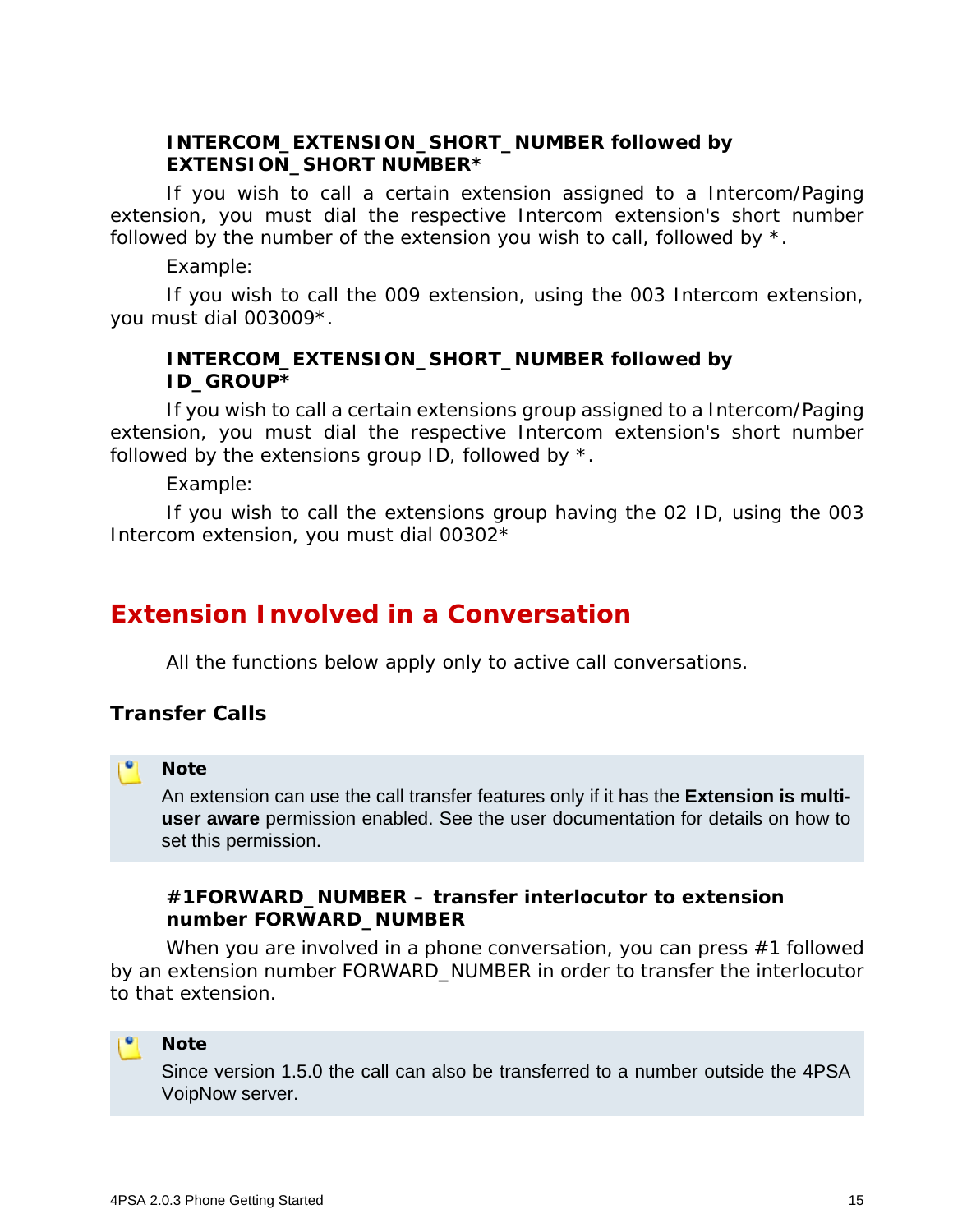**INTERCOM_EXTENSION_SHORT_NUMBER followed by EXTENSION_SHORT NUMBER***

If you wish to call a certain extension assigned to a Intercom/Paging extension, you must dial the respective Intercom extension's short number followed by the number of the extension you wish to call, followed by *.

Example:

If you wish to call the 009 extension, using the 003 Intercom extension, you must dial 003009*.

**INTERCOM_EXTENSION_SHORT_NUMBER followed by ID_GROUP***

If you wish to call a certain extensions group assigned to a Intercom/Paging extension, you must dial the respective Intercom extension's short number followed by the extensions group ID, followed by *.

Example:

If you wish to call the extensions group having the 02 ID, using the 003 Intercom extension, you must dial 00302*

## Extension Involved in a Conversation

All the functions below apply only to active call conversations.

### Transfer Calls

> **Note**
>
> An extension can use the call transfer features only if it has the **Extension is multi-user aware** permission enabled. See the user documentation for details on how to set this permission.

**#1FORWARD_NUMBER – transfer interlocutor to extension number FORWARD_NUMBER**

When you are involved in a phone conversation, you can press #1 followed by an extension number FORWARD_NUMBER in order to transfer the interlocutor to that extension.

> **Note**
>
> Since version 1.5.0 the call can also be transferred to a number outside the 4PSA VoipNow server.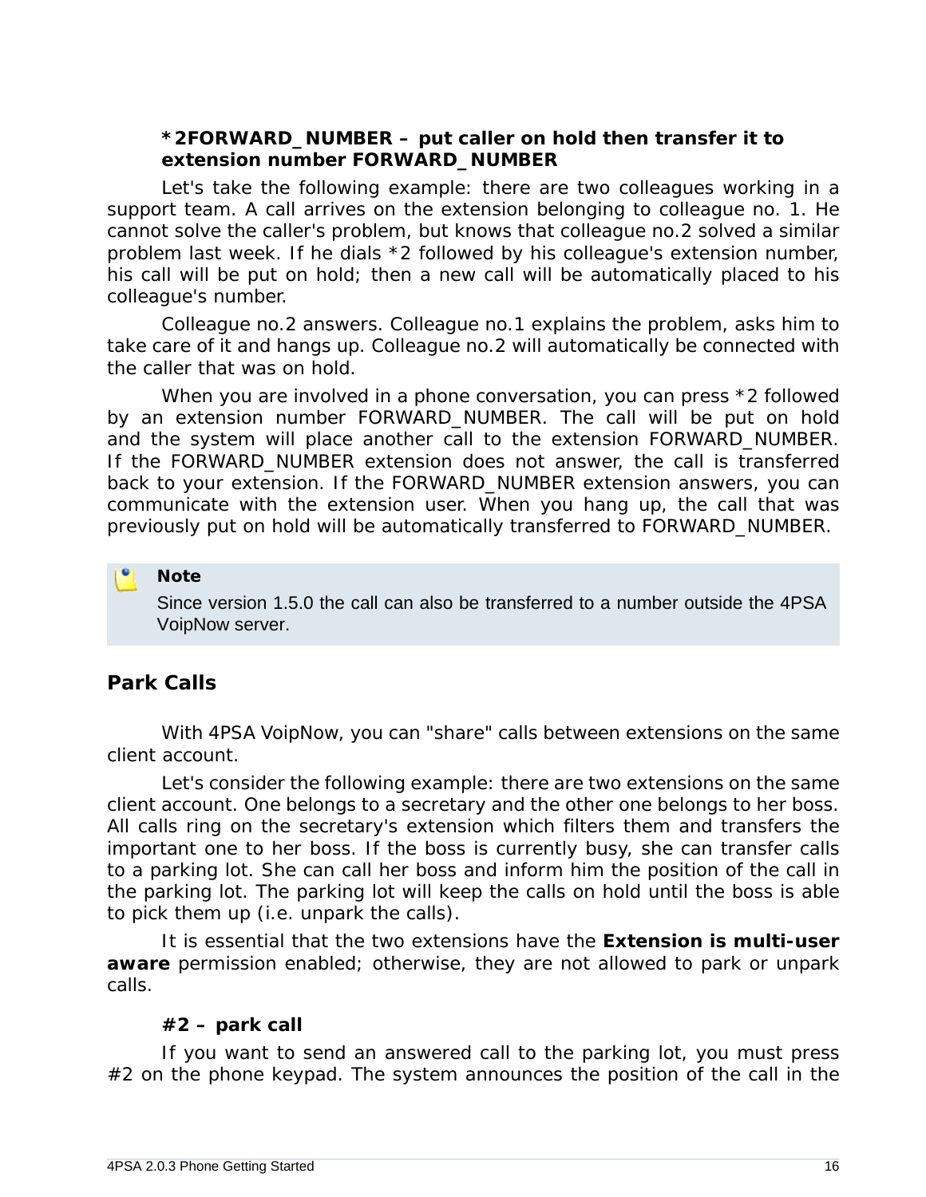**\*2FORWARD_NUMBER – put caller on hold then transfer it to extension number FORWARD_NUMBER**

Let's take the following example: there are two colleagues working in a support team. A call arrives on the extension belonging to colleague no. 1. He cannot solve the caller's problem, but knows that colleague no.2 solved a similar problem last week. If he dials *2 followed by his colleague's extension number, his call will be put on hold; then a new call will be automatically placed to his colleague's number.

Colleague no.2 answers. Colleague no.1 explains the problem, asks him to take care of it and hangs up. Colleague no.2 will automatically be connected with the caller that was on hold.

When you are involved in a phone conversation, you can press *2 followed by an extension number FORWARD_NUMBER. The call will be put on hold and the system will place another call to the extension FORWARD_NUMBER. If the FORWARD_NUMBER extension does not answer, the call is transferred back to your extension. If the FORWARD_NUMBER extension answers, you can communicate with the extension user. When you hang up, the call that was previously put on hold will be automatically transferred to FORWARD_NUMBER.

> **Note**
>
> Since version 1.5.0 the call can also be transferred to a number outside the 4PSA VoipNow server.

## Park Calls

With 4PSA VoipNow, you can "share" calls between extensions on the same client account.

Let's consider the following example: there are two extensions on the same client account. One belongs to a secretary and the other one belongs to her boss. All calls ring on the secretary's extension which filters them and transfers the important one to her boss. If the boss is currently busy, she can transfer calls to a parking lot. She can call her boss and inform him the position of the call in the parking lot. The parking lot will keep the calls on hold until the boss is able to pick them up (i.e. unpark the calls).

It is essential that the two extensions have the **Extension is multi-user aware** permission enabled; otherwise, they are not allowed to park or unpark calls.

**#2 – park call**

If you want to send an answered call to the parking lot, you must press #2 on the phone keypad. The system announces the position of the call in the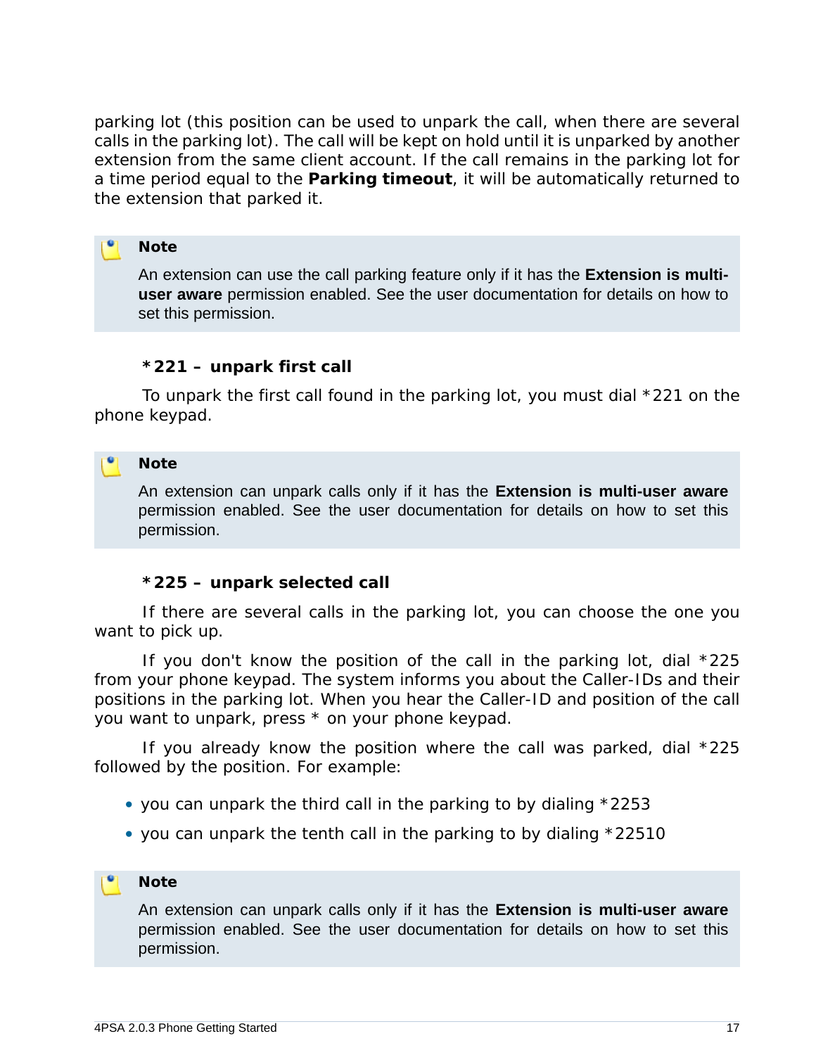parking lot (this position can be used to unpark the call, when there are several calls in the parking lot). The call will be kept on hold until it is unparked by another extension from the same client account. If the call remains in the parking lot for a time period equal to the **Parking timeout**, it will be automatically returned to the extension that parked it.

> **Note**
>
> An extension can use the call parking feature only if it has the **Extension is multi-user aware** permission enabled. See the user documentation for details on how to set this permission.

**\*221 – unpark first call**

To unpark the first call found in the parking lot, you must dial *221 on the phone keypad.

> **Note**
>
> An extension can unpark calls only if it has the **Extension is multi-user aware** permission enabled. See the user documentation for details on how to set this permission.

**\*225 – unpark selected call**

If there are several calls in the parking lot, you can choose the one you want to pick up.

If you don't know the position of the call in the parking lot, dial *225 from your phone keypad. The system informs you about the Caller-IDs and their positions in the parking lot. When you hear the Caller-ID and position of the call you want to unpark, press * on your phone keypad.

If you already know the position where the call was parked, dial *225 followed by the position. For example:

- you can unpark the third call in the parking to by dialing *2253
- you can unpark the tenth call in the parking to by dialing *22510

> **Note**
>
> An extension can unpark calls only if it has the **Extension is multi-user aware** permission enabled. See the user documentation for details on how to set this permission.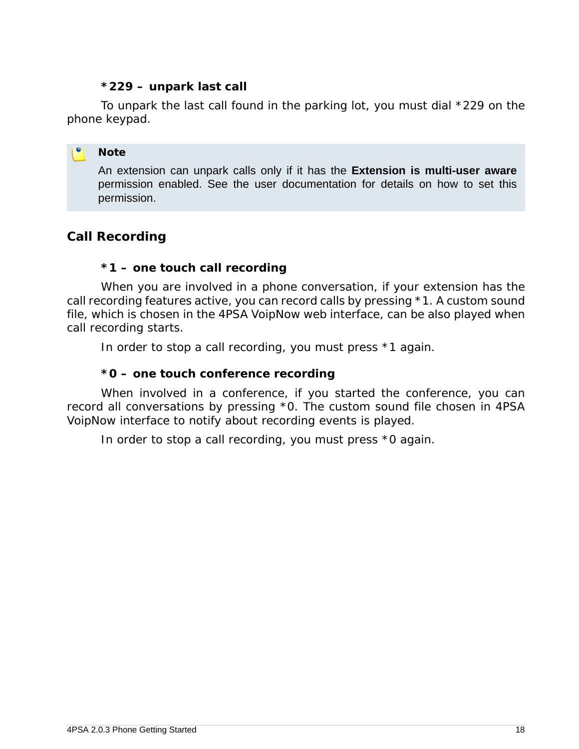### *229 – unpark last call

To unpark the last call found in the parking lot, you must dial *229 on the phone keypad.

> **Note**
>
> An extension can unpark calls only if it has the **Extension is multi-user aware** permission enabled. See the user documentation for details on how to set this permission.

## Call Recording

### *1 – one touch call recording

When you are involved in a phone conversation, if your extension has the call recording features active, you can record calls by pressing *1. A custom sound file, which is chosen in the 4PSA VoipNow web interface, can be also played when call recording starts.

In order to stop a call recording, you must press *1 again.

### *0 – one touch conference recording

When involved in a conference, if you started the conference, you can record all conversations by pressing *0. The custom sound file chosen in 4PSA VoipNow interface to notify about recording events is played.

In order to stop a call recording, you must press *0 again.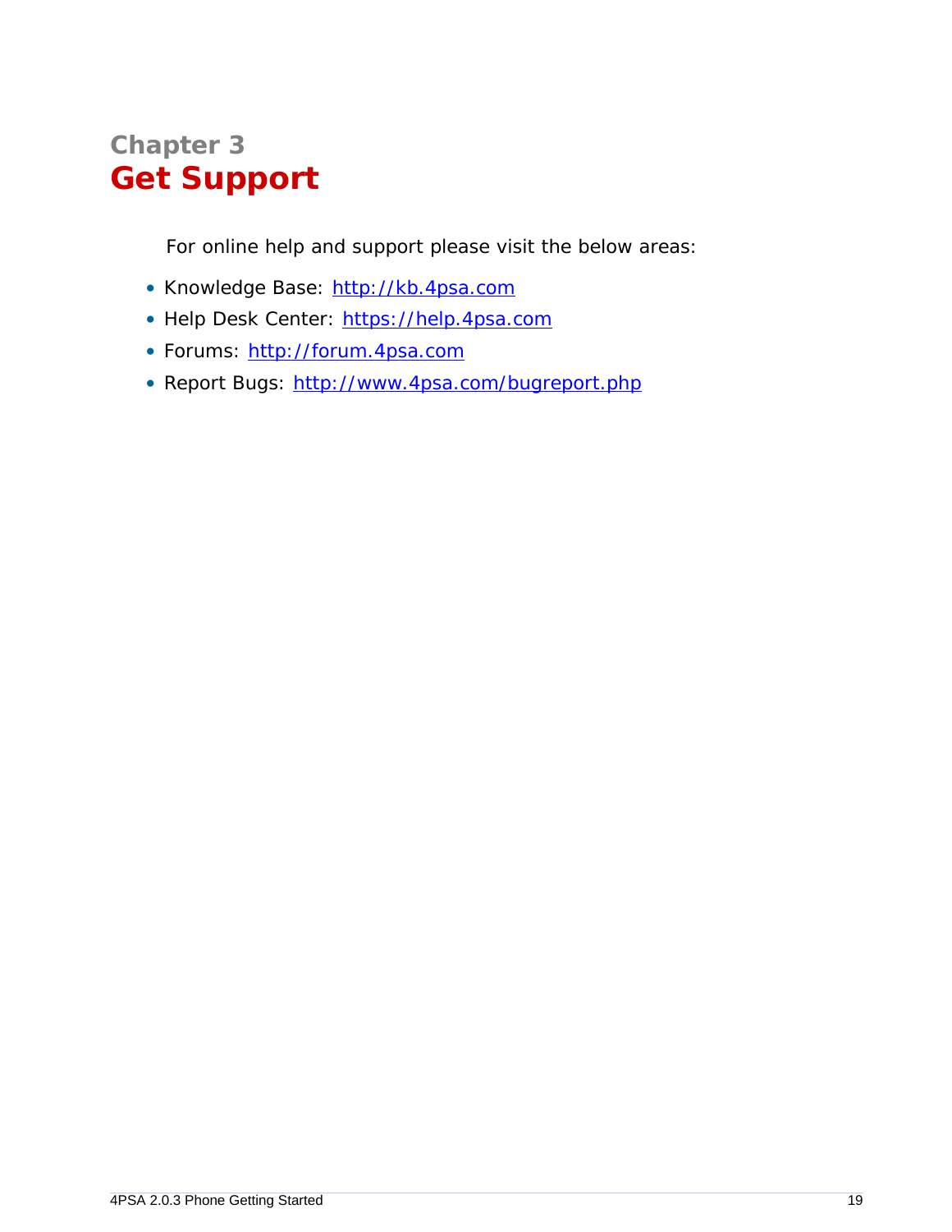# Chapter 3
# Get Support

For online help and support please visit the below areas:

- Knowledge Base: http://kb.4psa.com
- Help Desk Center: https://help.4psa.com
- Forums: http://forum.4psa.com
- Report Bugs: http://www.4psa.com/bugreport.php